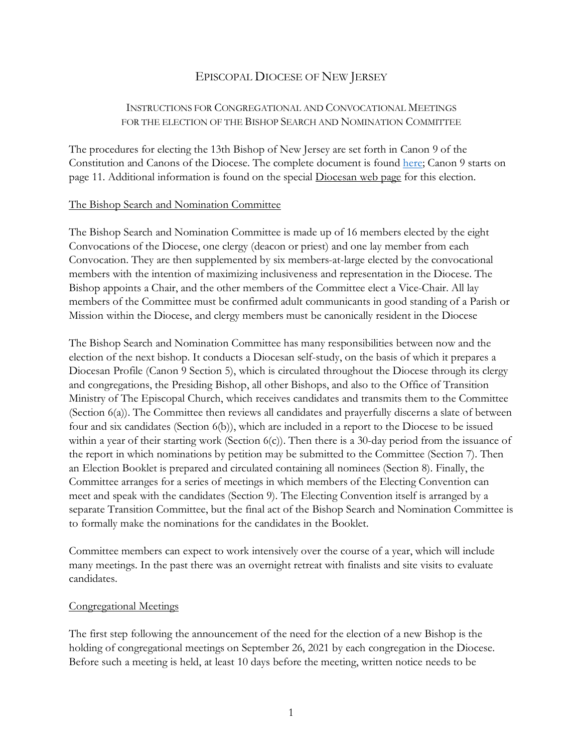# Episcopal Diocese of New Jersey

## Instructions for Congregational and Convocational Meetings for the election of the Bishop Search and Nomination Committee

The procedures for electing the 13th Bishop of New Jersey are set forth in Canon 9 of the Constitution and Canons of the Diocese. The complete document is found here; Canon 9 starts on page 11. Additional information is found on the special Diocesan web page for this election.

### The Bishop Search and Nomination Committee

The Bishop Search and Nomination Committee is made up of 16 members elected by the eight Convocations of the Diocese, one clergy (deacon or priest) and one lay member from each Convocation. They are then supplemented by six members-at-large elected by the convocational members with the intention of maximizing inclusiveness and representation in the Diocese. The Bishop appoints a Chair, and the other members of the Committee elect a Vice-Chair. All lay members of the Committee must be confirmed adult communicants in good standing of a Parish or Mission within the Diocese, and clergy members must be canonically resident in the Diocese

The Bishop Search and Nomination Committee has many responsibilities between now and the election of the next bishop. It conducts a Diocesan self-study, on the basis of which it prepares a Diocesan Profile (Canon 9 Section 5), which is circulated throughout the Diocese through its clergy and congregations, the Presiding Bishop, all other Bishops, and also to the Office of Transition Ministry of The Episcopal Church, which receives candidates and transmits them to the Committee (Section 6(a)). The Committee then reviews all candidates and prayerfully discerns a slate of between four and six candidates (Section 6(b)), which are included in a report to the Diocese to be issued within a year of their starting work (Section 6(c)). Then there is a 30-day period from the issuance of the report in which nominations by petition may be submitted to the Committee (Section 7). Then an Election Booklet is prepared and circulated containing all nominees (Section 8). Finally, the Committee arranges for a series of meetings in which members of the Electing Convention can meet and speak with the candidates (Section 9). The Electing Convention itself is arranged by a separate Transition Committee, but the final act of the Bishop Search and Nomination Committee is to formally make the nominations for the candidates in the Booklet.

Committee members can expect to work intensively over the course of a year, which will include many meetings. In the past there was an overnight retreat with finalists and site visits to evaluate candidates.

### Congregational Meetings

The first step following the announcement of the need for the election of a new Bishop is the holding of congregational meetings on September 26, 2021 by each congregation in the Diocese. Before such a meeting is held, at least 10 days before the meeting, written notice needs to be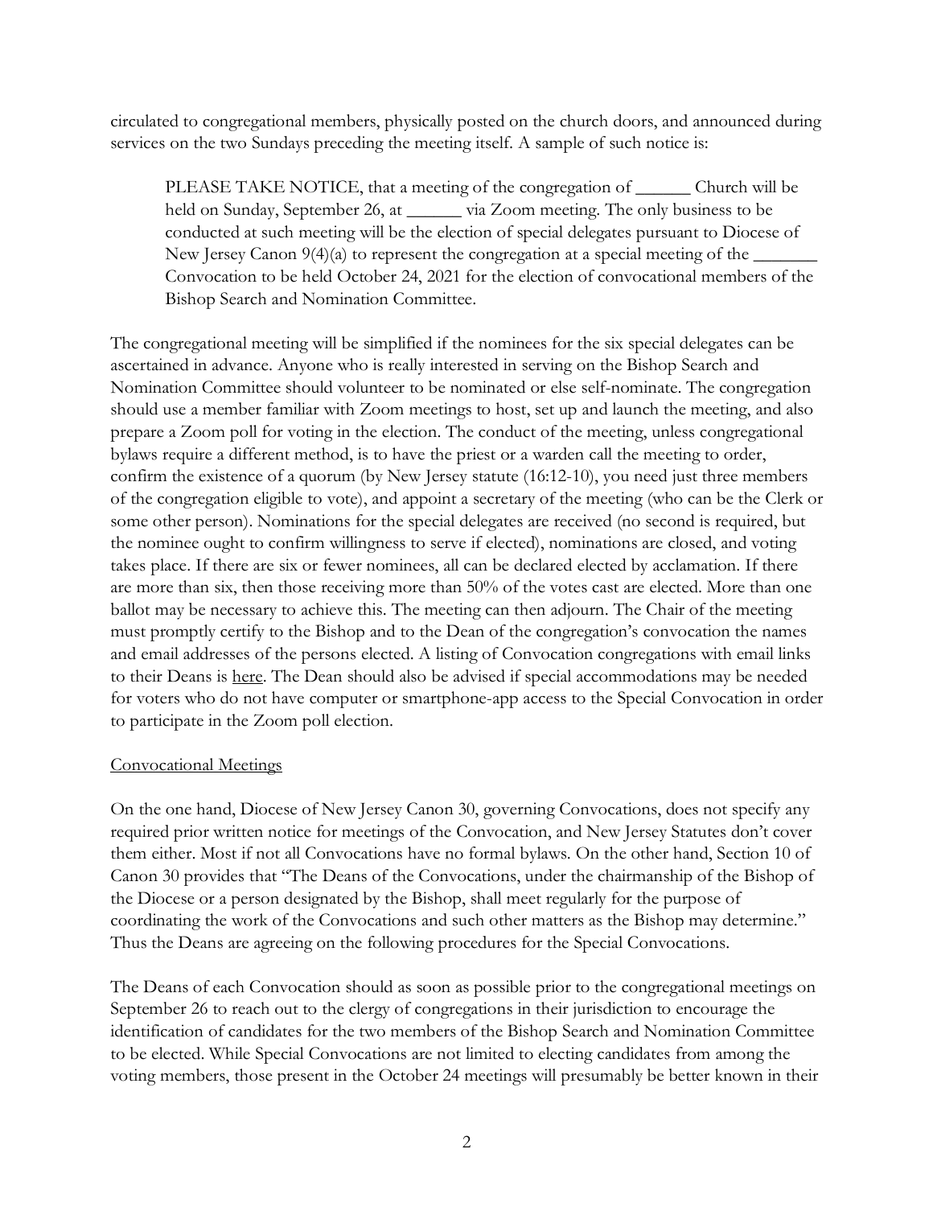circulated to congregational members, physically posted on the church doors, and announced during services on the two Sundays preceding the meeting itself. A sample of such notice is:

> PLEASE TAKE NOTICE, that a meeting of the congregation of ______ Church will be held on Sunday, September 26, at ______ via Zoom meeting. The only business to be conducted at such meeting will be the election of special delegates pursuant to Diocese of New Jersey Canon 9(4)(a) to represent the congregation at a special meeting of the _______ Convocation to be held October 24, 2021 for the election of convocational members of the Bishop Search and Nomination Committee.

The congregational meeting will be simplified if the nominees for the six special delegates can be ascertained in advance. Anyone who is really interested in serving on the Bishop Search and Nomination Committee should volunteer to be nominated or else self-nominate. The congregation should use a member familiar with Zoom meetings to host, set up and launch the meeting, and also prepare a Zoom poll for voting in the election. The conduct of the meeting, unless congregational bylaws require a different method, is to have the priest or a warden call the meeting to order, confirm the existence of a quorum (by New Jersey statute (16:12-10), you need just three members of the congregation eligible to vote), and appoint a secretary of the meeting (who can be the Clerk or some other person). Nominations for the special delegates are received (no second is required, but the nominee ought to confirm willingness to serve if elected), nominations are closed, and voting takes place. If there are six or fewer nominees, all can be declared elected by acclamation. If there are more than six, then those receiving more than 50% of the votes cast are elected. More than one ballot may be necessary to achieve this. The meeting can then adjourn. The Chair of the meeting must promptly certify to the Bishop and to the Dean of the congregation's convocation the names and email addresses of the persons elected. A listing of Convocation congregations with email links to their Deans is here. The Dean should also be advised if special accommodations may be needed for voters who do not have computer or smartphone-app access to the Special Convocation in order to participate in the Zoom poll election.

## Convocational Meetings

On the one hand, Diocese of New Jersey Canon 30, governing Convocations, does not specify any required prior written notice for meetings of the Convocation, and New Jersey Statutes don't cover them either. Most if not all Convocations have no formal bylaws. On the other hand, Section 10 of Canon 30 provides that "The Deans of the Convocations, under the chairmanship of the Bishop of the Diocese or a person designated by the Bishop, shall meet regularly for the purpose of coordinating the work of the Convocations and such other matters as the Bishop may determine." Thus the Deans are agreeing on the following procedures for the Special Convocations.

The Deans of each Convocation should as soon as possible prior to the congregational meetings on September 26 to reach out to the clergy of congregations in their jurisdiction to encourage the identification of candidates for the two members of the Bishop Search and Nomination Committee to be elected. While Special Convocations are not limited to electing candidates from among the voting members, those present in the October 24 meetings will presumably be better known in their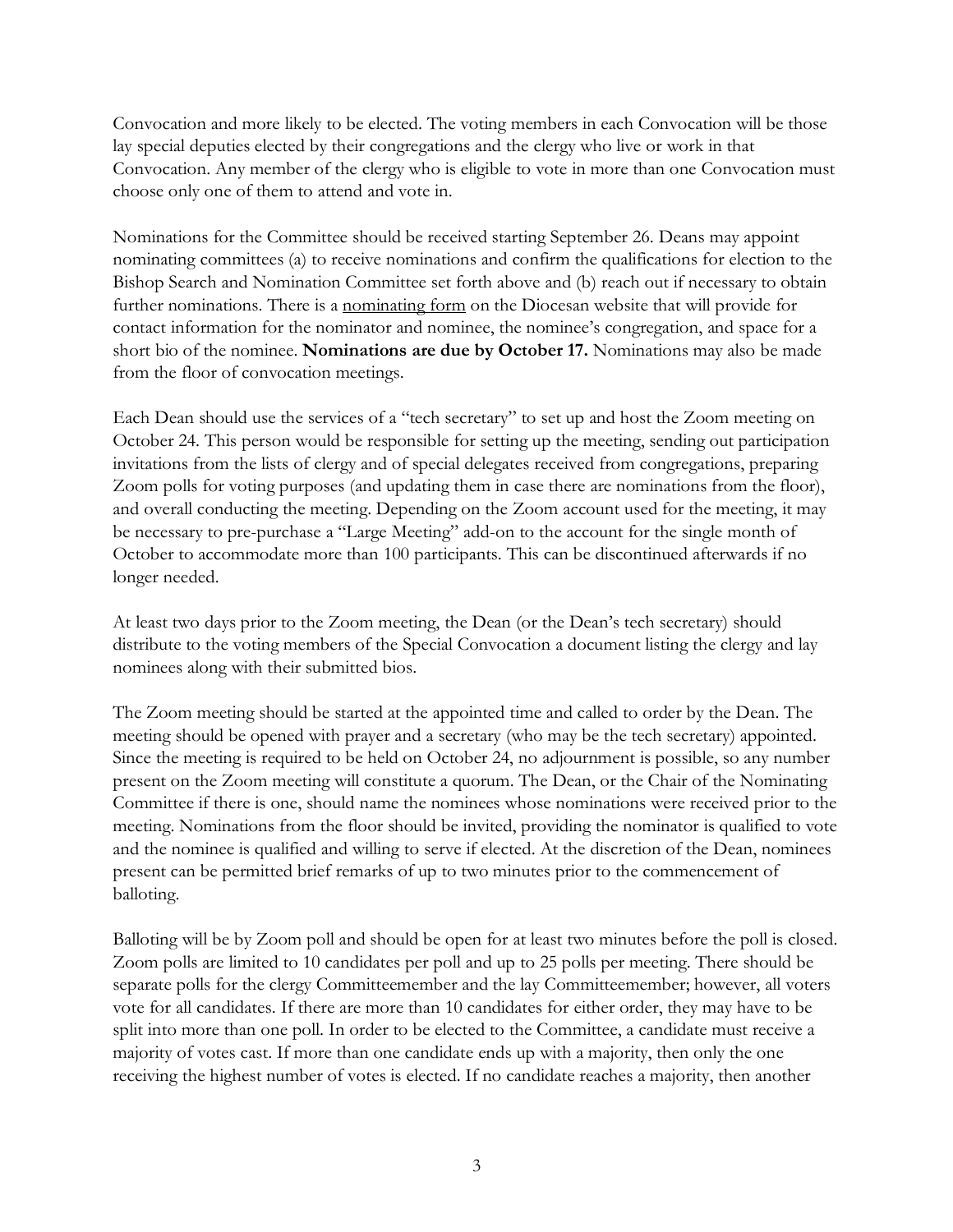Convocation and more likely to be elected. The voting members in each Convocation will be those lay special deputies elected by their congregations and the clergy who live or work in that Convocation. Any member of the clergy who is eligible to vote in more than one Convocation must choose only one of them to attend and vote in.

Nominations for the Committee should be received starting September 26. Deans may appoint nominating committees (a) to receive nominations and confirm the qualifications for election to the Bishop Search and Nomination Committee set forth above and (b) reach out if necessary to obtain further nominations. There is a nominating form on the Diocesan website that will provide for contact information for the nominator and nominee, the nominee's congregation, and space for a short bio of the nominee. **Nominations are due by October 17.** Nominations may also be made from the floor of convocation meetings.

Each Dean should use the services of a "tech secretary" to set up and host the Zoom meeting on October 24. This person would be responsible for setting up the meeting, sending out participation invitations from the lists of clergy and of special delegates received from congregations, preparing Zoom polls for voting purposes (and updating them in case there are nominations from the floor), and overall conducting the meeting. Depending on the Zoom account used for the meeting, it may be necessary to pre-purchase a "Large Meeting" add-on to the account for the single month of October to accommodate more than 100 participants. This can be discontinued afterwards if no longer needed.

At least two days prior to the Zoom meeting, the Dean (or the Dean's tech secretary) should distribute to the voting members of the Special Convocation a document listing the clergy and lay nominees along with their submitted bios.

The Zoom meeting should be started at the appointed time and called to order by the Dean. The meeting should be opened with prayer and a secretary (who may be the tech secretary) appointed. Since the meeting is required to be held on October 24, no adjournment is possible, so any number present on the Zoom meeting will constitute a quorum. The Dean, or the Chair of the Nominating Committee if there is one, should name the nominees whose nominations were received prior to the meeting. Nominations from the floor should be invited, providing the nominator is qualified to vote and the nominee is qualified and willing to serve if elected. At the discretion of the Dean, nominees present can be permitted brief remarks of up to two minutes prior to the commencement of balloting.

Balloting will be by Zoom poll and should be open for at least two minutes before the poll is closed. Zoom polls are limited to 10 candidates per poll and up to 25 polls per meeting. There should be separate polls for the clergy Committeemember and the lay Committeemember; however, all voters vote for all candidates. If there are more than 10 candidates for either order, they may have to be split into more than one poll. In order to be elected to the Committee, a candidate must receive a majority of votes cast. If more than one candidate ends up with a majority, then only the one receiving the highest number of votes is elected. If no candidate reaches a majority, then another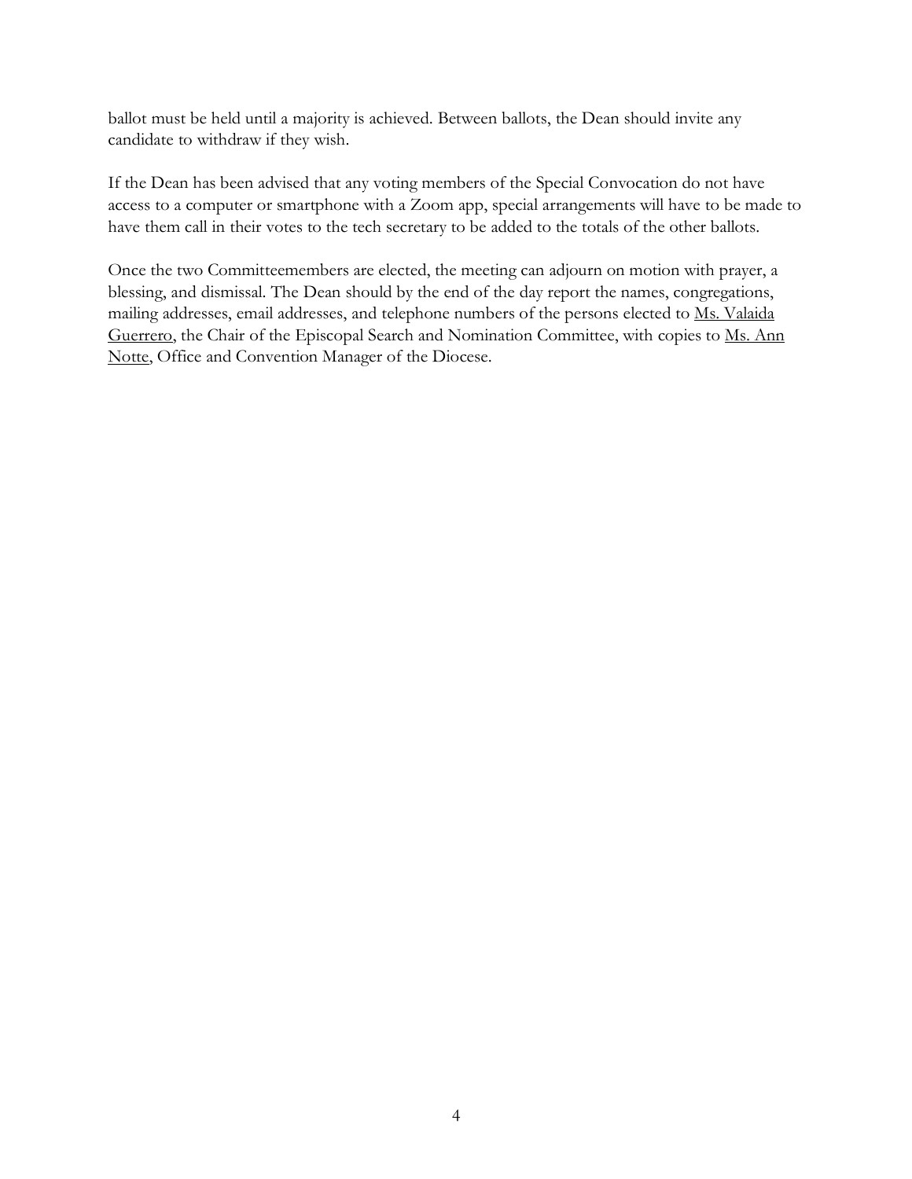ballot must be held until a majority is achieved. Between ballots, the Dean should invite any candidate to withdraw if they wish.

If the Dean has been advised that any voting members of the Special Convocation do not have access to a computer or smartphone with a Zoom app, special arrangements will have to be made to have them call in their votes to the tech secretary to be added to the totals of the other ballots.

Once the two Committeemembers are elected, the meeting can adjourn on motion with prayer, a blessing, and dismissal. The Dean should by the end of the day report the names, congregations, mailing addresses, email addresses, and telephone numbers of the persons elected to Ms. Valaida Guerrero, the Chair of the Episcopal Search and Nomination Committee, with copies to Ms. Ann Notte, Office and Convention Manager of the Diocese.